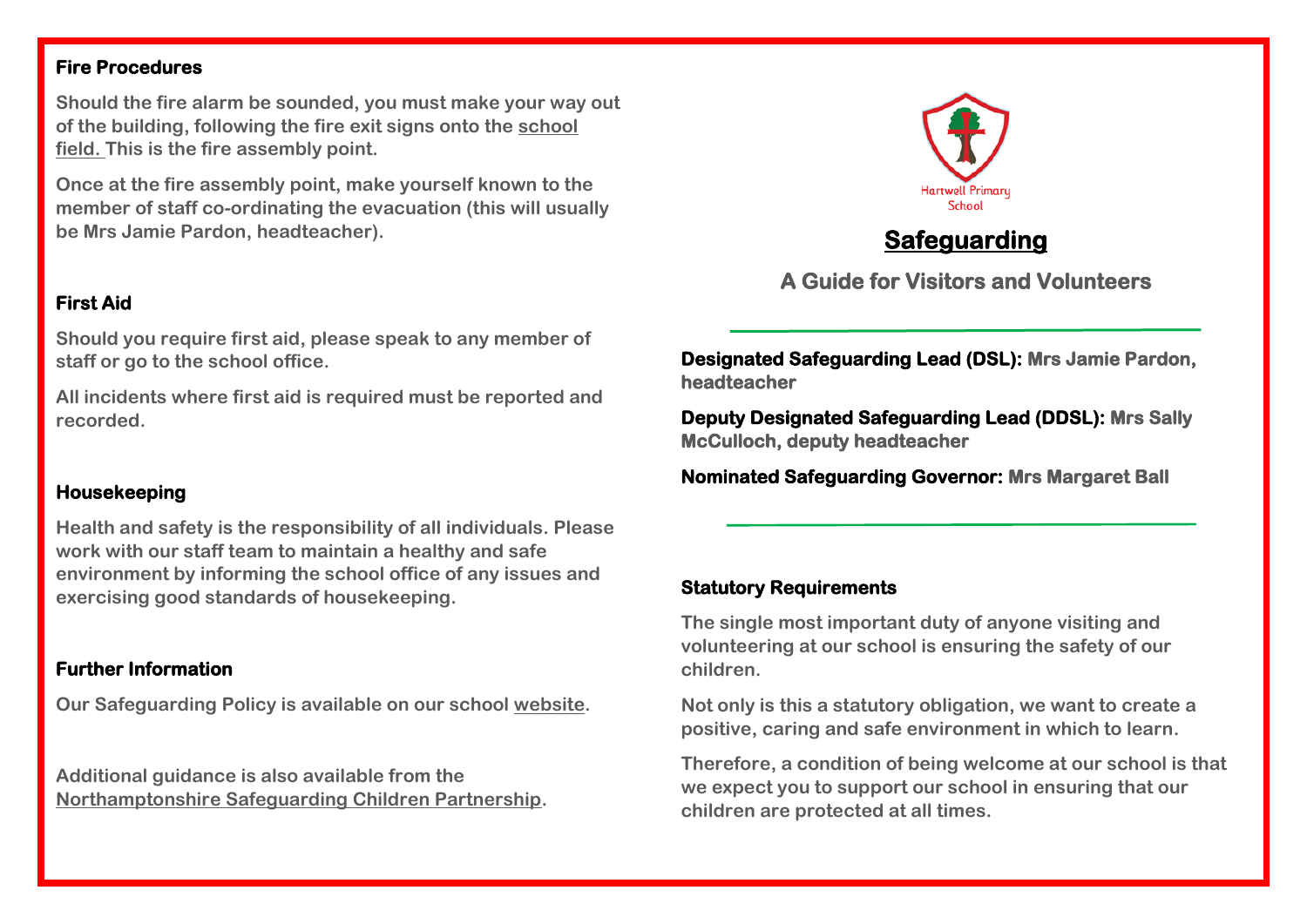Hartwell Primary School

# Safeguarding

## A Guide for Visitors and Volunteers

**Designated Safeguarding Lead (DSL):** Mrs Jamie Pardon, headteacher

**Deputy Designated Safeguarding Lead (DDSL):** Mrs Sally McCulloch, deputy headteacher

**Nominated Safeguarding Governor:** Mrs Margaret Ball

### Statutory Requirements

The single most important duty of anyone visiting and volunteering at our school is ensuring the safety of our children.

Not only is this a statutory obligation, we want to create a positive, caring and safe environment in which to learn.

Therefore, a condition of being welcome at our school is that we expect you to support our school in ensuring that our children are protected at all times.

### Fire Procedures

Should the fire alarm be sounded, you must make your way out of the building, following the fire exit signs onto the school field. This is the fire assembly point.

Once at the fire assembly point, make yourself known to the member of staff co-ordinating the evacuation (this will usually be Mrs Jamie Pardon, headteacher).

### First Aid

Should you require first aid, please speak to any member of staff or go to the school office.

All incidents where first aid is required must be reported and recorded.

### Housekeeping

Health and safety is the responsibility of all individuals. Please work with our staff team to maintain a healthy and safe environment by informing the school office of any issues and exercising good standards of housekeeping.

### Further Information

Our Safeguarding Policy is available on our school website.

Additional guidance is also available from the Northamptonshire Safeguarding Children Partnership.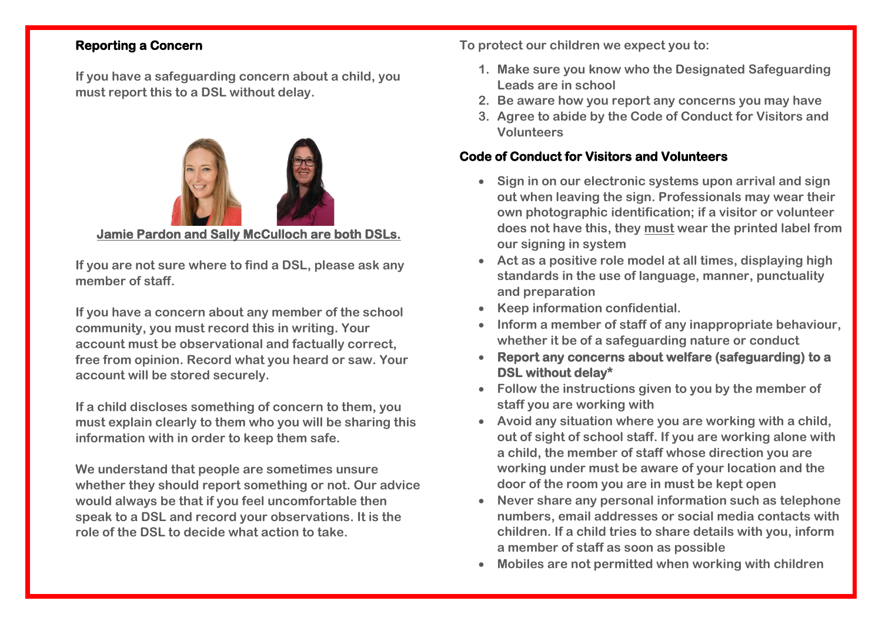## Reporting a Concern

If you have a safeguarding concern about a child, you must report this to a DSL without delay.

**Jamie Pardon and Sally McCulloch are both DSLs.**

If you are not sure where to find a DSL, please ask any member of staff.

If you have a concern about any member of the school community, you must record this in writing. Your account must be observational and factually correct, free from opinion. Record what you heard or saw. Your account will be stored securely.

If a child discloses something of concern to them, you must explain clearly to them who you will be sharing this information with in order to keep them safe.

We understand that people are sometimes unsure whether they should report something or not. Our advice would always be that if you feel uncomfortable then speak to a DSL and record your observations. It is the role of the DSL to decide what action to take.

To protect our children we expect you to:

1. Make sure you know who the Designated Safeguarding Leads are in school
2. Be aware how you report any concerns you may have
3. Agree to abide by the Code of Conduct for Visitors and Volunteers

## Code of Conduct for Visitors and Volunteers

- Sign in on our electronic systems upon arrival and sign out when leaving the sign. Professionals may wear their own photographic identification; if a visitor or volunteer does not have this, they must wear the printed label from our signing in system
- Act as a positive role model at all times, displaying high standards in the use of language, manner, punctuality and preparation
- Keep information confidential.
- Inform a member of staff of any inappropriate behaviour, whether it be of a safeguarding nature or conduct
- **Report any concerns about welfare (safeguarding) to a DSL without delay***
- Follow the instructions given to you by the member of staff you are working with
- Avoid any situation where you are working with a child, out of sight of school staff. If you are working alone with a child, the member of staff whose direction you are working under must be aware of your location and the door of the room you are in must be kept open
- Never share any personal information such as telephone numbers, email addresses or social media contacts with children. If a child tries to share details with you, inform a member of staff as soon as possible
- Mobiles are not permitted when working with children